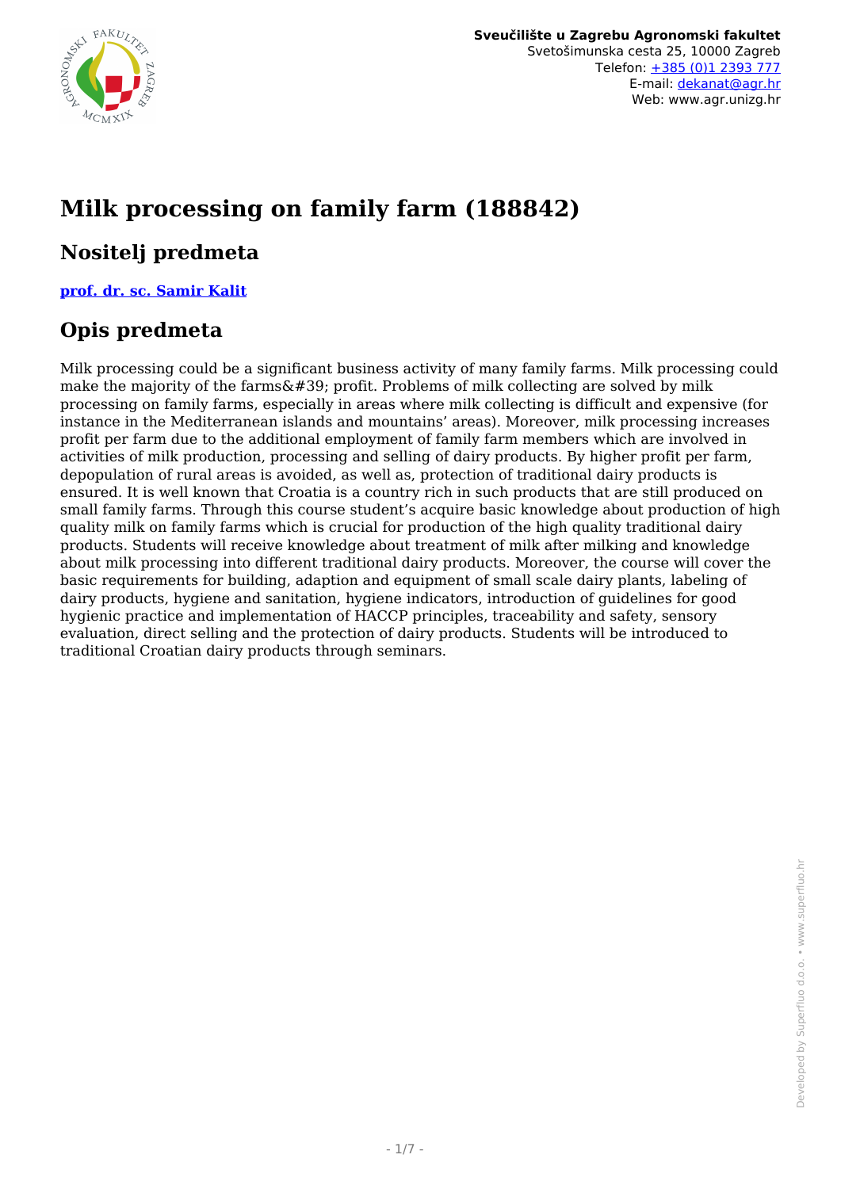**Sveučilište u Zagrebu Agronomski fakultet**
Svetošimunska cesta 25, 10000 Zagreb
Telefon: +385 (0)1 2393 777
E-mail: dekanat@agr.hr
Web: www.agr.unizg.hr

# Milk processing on family farm (188842)

## Nositelj predmeta

**prof. dr. sc. Samir Kalit**

## Opis predmeta

Milk processing could be a significant business activity of many family farms. Milk processing could make the majority of the farms&#39; profit. Problems of milk collecting are solved by milk processing on family farms, especially in areas where milk collecting is difficult and expensive (for instance in the Mediterranean islands and mountains' areas). Moreover, milk processing increases profit per farm due to the additional employment of family farm members which are involved in activities of milk production, processing and selling of dairy products. By higher profit per farm, depopulation of rural areas is avoided, as well as, protection of traditional dairy products is ensured. It is well known that Croatia is a country rich in such products that are still produced on small family farms. Through this course student's acquire basic knowledge about production of high quality milk on family farms which is crucial for production of the high quality traditional dairy products. Students will receive knowledge about treatment of milk after milking and knowledge about milk processing into different traditional dairy products. Moreover, the course will cover the basic requirements for building, adaption and equipment of small scale dairy plants, labeling of dairy products, hygiene and sanitation, hygiene indicators, introduction of guidelines for good hygienic practice and implementation of HACCP principles, traceability and safety, sensory evaluation, direct selling and the protection of dairy products. Students will be introduced to traditional Croatian dairy products through seminars.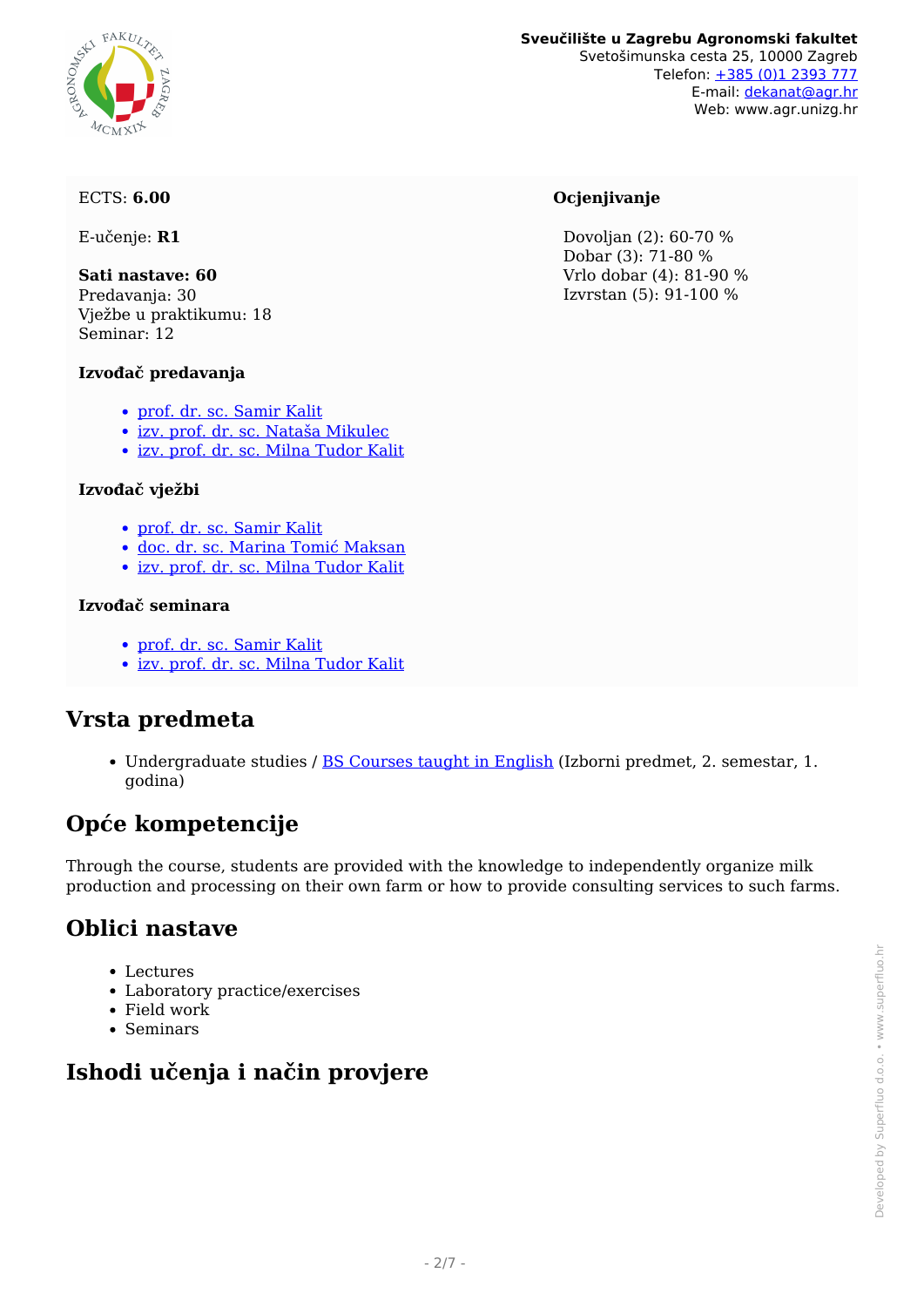ECTS: **6.00**

E-učenje: **R1**

**Sati nastave: 60**
Predavanja: 30
Vježbe u praktikumu: 18
Seminar: 12

**Izvođač predavanja**

- prof. dr. sc. Samir Kalit
- izv. prof. dr. sc. Nataša Mikulec
- izv. prof. dr. sc. Milna Tudor Kalit

**Izvođač vježbi**

- prof. dr. sc. Samir Kalit
- doc. dr. sc. Marina Tomić Maksan
- izv. prof. dr. sc. Milna Tudor Kalit

**Izvođač seminara**

- prof. dr. sc. Samir Kalit
- izv. prof. dr. sc. Milna Tudor Kalit

**Ocjenjivanje**

Dovoljan (2): 60-70 %
Dobar (3): 71-80 %
Vrlo dobar (4): 81-90 %
Izvrstan (5): 91-100 %

## Vrsta predmeta

- Undergraduate studies / BS Courses taught in English (Izborni predmet, 2. semestar, 1. godina)

## Opće kompetencije

Through the course, students are provided with the knowledge to independently organize milk production and processing on their own farm or how to provide consulting services to such farms.

## Oblici nastave

- Lectures
- Laboratory practice/exercises
- Field work
- Seminars

## Ishodi učenja i način provjere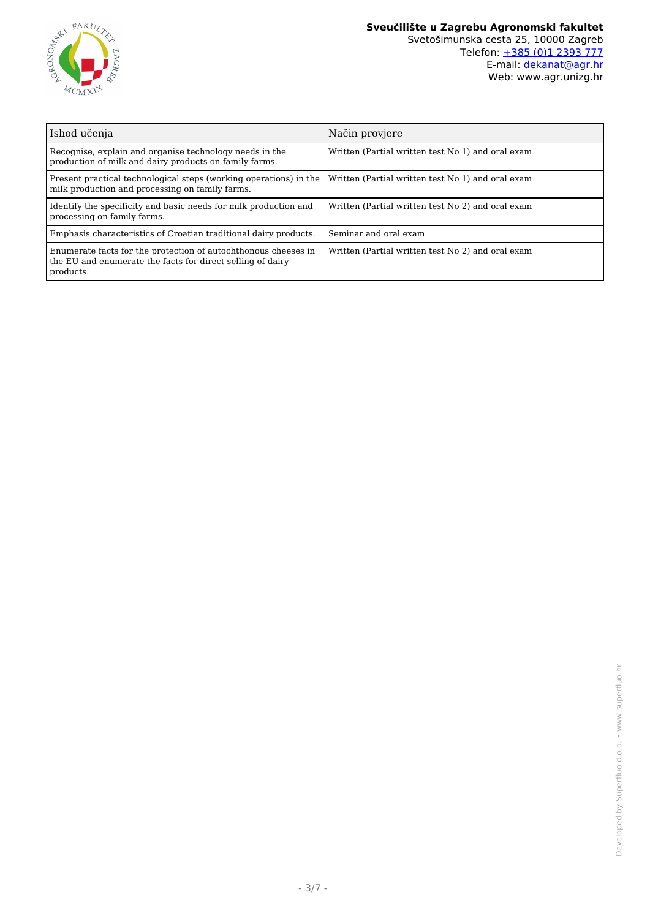| Ishod učenja | Način provjere |
|---|---|
| Recognise, explain and organise technology needs in the production of milk and dairy products on family farms. | Written (Partial written test No 1) and oral exam |
| Present practical technological steps (working operations) in the milk production and processing on family farms. | Written (Partial written test No 1) and oral exam |
| Identify the specificity and basic needs for milk production and processing on family farms. | Written (Partial written test No 2) and oral exam |
| Emphasis characteristics of Croatian traditional dairy products. | Seminar and oral exam |
| Enumerate facts for the protection of autochthonous cheeses in the EU and enumerate the facts for direct selling of dairy products. | Written (Partial written test No 2) and oral exam |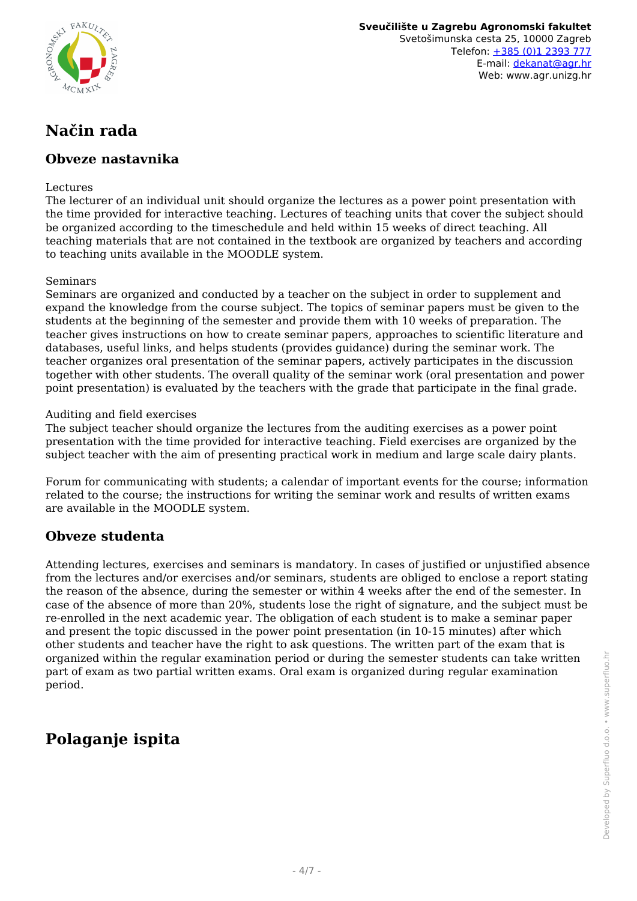# Način rada

## Obveze nastavnika

Lectures
The lecturer of an individual unit should organize the lectures as a power point presentation with the time provided for interactive teaching. Lectures of teaching units that cover the subject should be organized according to the timeschedule and held within 15 weeks of direct teaching. All teaching materials that are not contained in the textbook are organized by teachers and according to teaching units available in the MOODLE system.

Seminars
Seminars are organized and conducted by a teacher on the subject in order to supplement and expand the knowledge from the course subject. The topics of seminar papers must be given to the students at the beginning of the semester and provide them with 10 weeks of preparation. The teacher gives instructions on how to create seminar papers, approaches to scientific literature and databases, useful links, and helps students (provides guidance) during the seminar work. The teacher organizes oral presentation of the seminar papers, actively participates in the discussion together with other students. The overall quality of the seminar work (oral presentation and power point presentation) is evaluated by the teachers with the grade that participate in the final grade.

Auditing and field exercises
The subject teacher should organize the lectures from the auditing exercises as a power point presentation with the time provided for interactive teaching. Field exercises are organized by the subject teacher with the aim of presenting practical work in medium and large scale dairy plants.

Forum for communicating with students; a calendar of important events for the course; information related to the course; the instructions for writing the seminar work and results of written exams are available in the MOODLE system.

## Obveze studenta

Attending lectures, exercises and seminars is mandatory. In cases of justified or unjustified absence from the lectures and/or exercises and/or seminars, students are obliged to enclose a report stating the reason of the absence, during the semester or within 4 weeks after the end of the semester. In case of the absence of more than 20%, students lose the right of signature, and the subject must be re-enrolled in the next academic year. The obligation of each student is to make a seminar paper and present the topic discussed in the power point presentation (in 10-15 minutes) after which other students and teacher have the right to ask questions. The written part of the exam that is organized within the regular examination period or during the semester students can take written part of exam as two partial written exams. Oral exam is organized during regular examination period.

# Polaganje ispita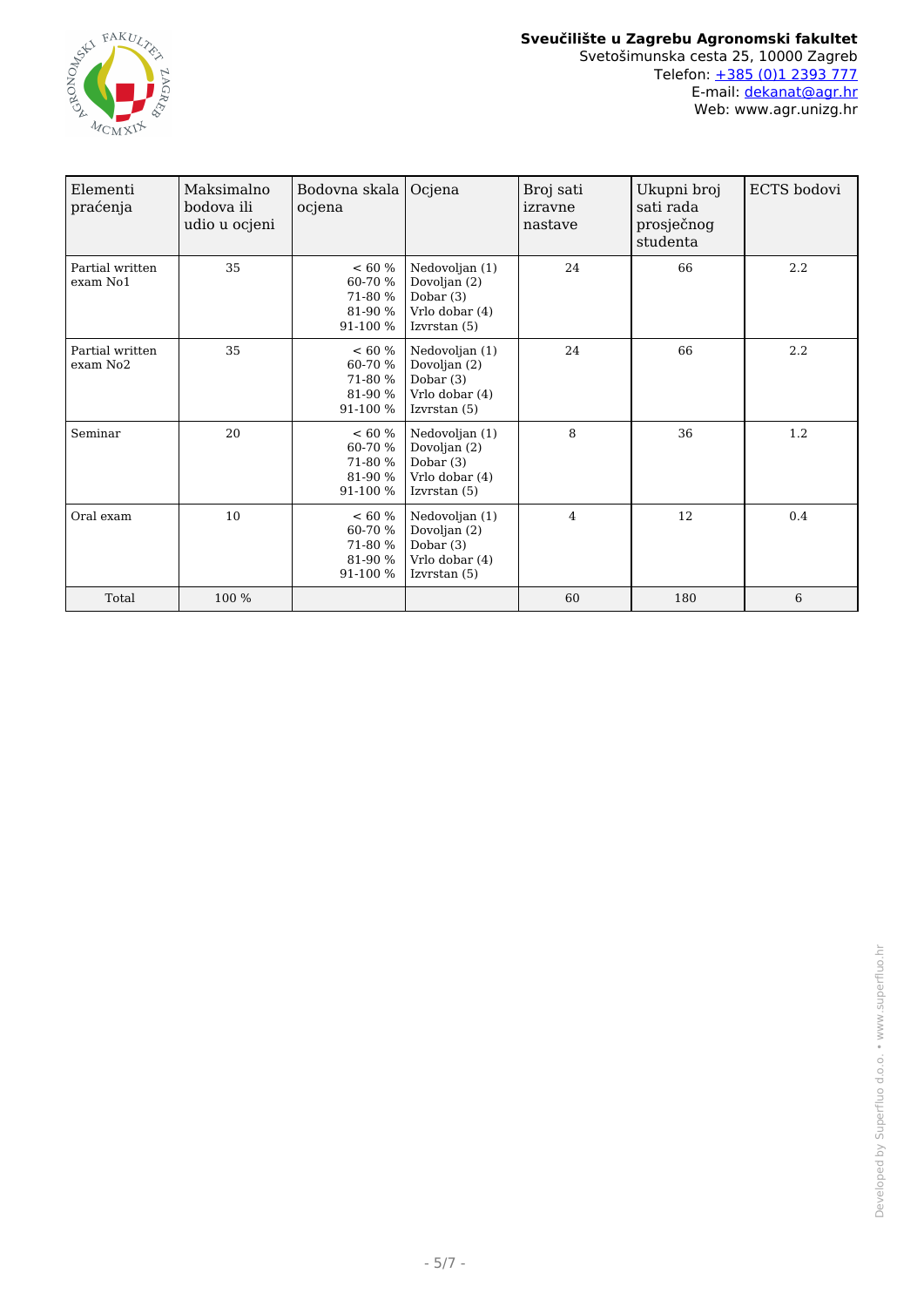| Elementi praćenja | Maksimalno bodova ili udio u ocjeni | Bodovna skala ocjena | Ocjena | Broj sati izravne nastave | Ukupni broj sati rada prosječnog studenta | ECTS bodovi |
|---|---|---|---|---|---|---|
| Partial written exam No1 | 35 | < 60 %<br>60-70 %<br>71-80 %<br>81-90 %<br>91-100 % | Nedovoljan (1)<br>Dovoljan (2)<br>Dobar (3)<br>Vrlo dobar (4)<br>Izvrstan (5) | 24 | 66 | 2.2 |
| Partial written exam No2 | 35 | < 60 %<br>60-70 %<br>71-80 %<br>81-90 %<br>91-100 % | Nedovoljan (1)<br>Dovoljan (2)<br>Dobar (3)<br>Vrlo dobar (4)<br>Izvrstan (5) | 24 | 66 | 2.2 |
| Seminar | 20 | < 60 %<br>60-70 %<br>71-80 %<br>81-90 %<br>91-100 % | Nedovoljan (1)<br>Dovoljan (2)<br>Dobar (3)<br>Vrlo dobar (4)<br>Izvrstan (5) | 8 | 36 | 1.2 |
| Oral exam | 10 | < 60 %<br>60-70 %<br>71-80 %<br>81-90 %<br>91-100 % | Nedovoljan (1)<br>Dovoljan (2)<br>Dobar (3)<br>Vrlo dobar (4)<br>Izvrstan (5) | 4 | 12 | 0.4 |
| Total | 100 % | | | 60 | 180 | 6 |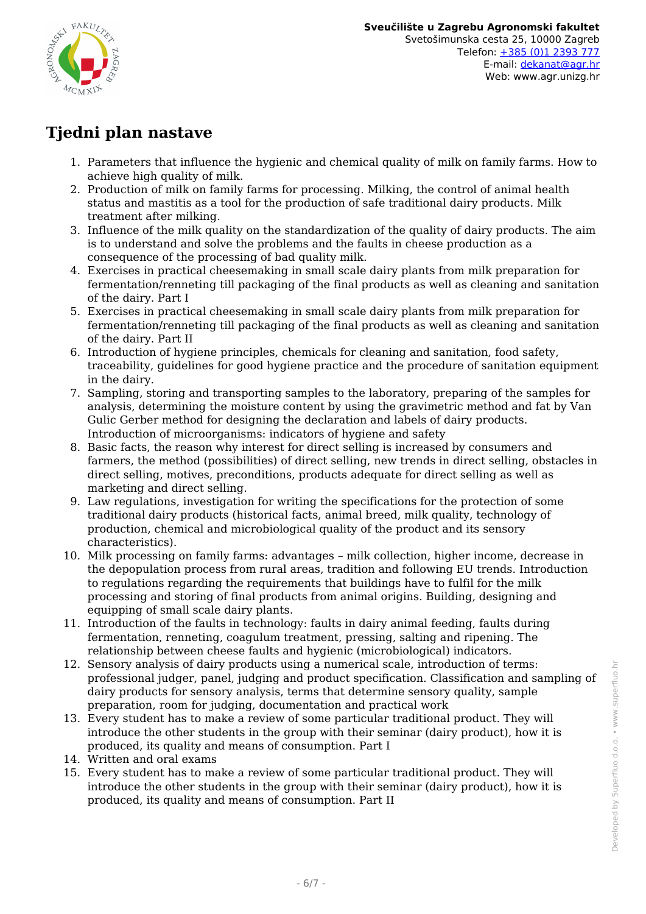## Tjedni plan nastave

1. Parameters that influence the hygienic and chemical quality of milk on family farms. How to achieve high quality of milk.
2. Production of milk on family farms for processing. Milking, the control of animal health status and mastitis as a tool for the production of safe traditional dairy products. Milk treatment after milking.
3. Influence of the milk quality on the standardization of the quality of dairy products. The aim is to understand and solve the problems and the faults in cheese production as a consequence of the processing of bad quality milk.
4. Exercises in practical cheesemaking in small scale dairy plants from milk preparation for fermentation/renneting till packaging of the final products as well as cleaning and sanitation of the dairy. Part I
5. Exercises in practical cheesemaking in small scale dairy plants from milk preparation for fermentation/renneting till packaging of the final products as well as cleaning and sanitation of the dairy. Part II
6. Introduction of hygiene principles, chemicals for cleaning and sanitation, food safety, traceability, guidelines for good hygiene practice and the procedure of sanitation equipment in the dairy.
7. Sampling, storing and transporting samples to the laboratory, preparing of the samples for analysis, determining the moisture content by using the gravimetric method and fat by Van Gulic Gerber method for designing the declaration and labels of dairy products. Introduction of microorganisms: indicators of hygiene and safety
8. Basic facts, the reason why interest for direct selling is increased by consumers and farmers, the method (possibilities) of direct selling, new trends in direct selling, obstacles in direct selling, motives, preconditions, products adequate for direct selling as well as marketing and direct selling.
9. Law regulations, investigation for writing the specifications for the protection of some traditional dairy products (historical facts, animal breed, milk quality, technology of production, chemical and microbiological quality of the product and its sensory characteristics).
10. Milk processing on family farms: advantages – milk collection, higher income, decrease in the depopulation process from rural areas, tradition and following EU trends. Introduction to regulations regarding the requirements that buildings have to fulfil for the milk processing and storing of final products from animal origins. Building, designing and equipping of small scale dairy plants.
11. Introduction of the faults in technology: faults in dairy animal feeding, faults during fermentation, renneting, coagulum treatment, pressing, salting and ripening. The relationship between cheese faults and hygienic (microbiological) indicators.
12. Sensory analysis of dairy products using a numerical scale, introduction of terms: professional judger, panel, judging and product specification. Classification and sampling of dairy products for sensory analysis, terms that determine sensory quality, sample preparation, room for judging, documentation and practical work
13. Every student has to make a review of some particular traditional product. They will introduce the other students in the group with their seminar (dairy product), how it is produced, its quality and means of consumption. Part I
14. Written and oral exams
15. Every student has to make a review of some particular traditional product. They will introduce the other students in the group with their seminar (dairy product), how it is produced, its quality and means of consumption. Part II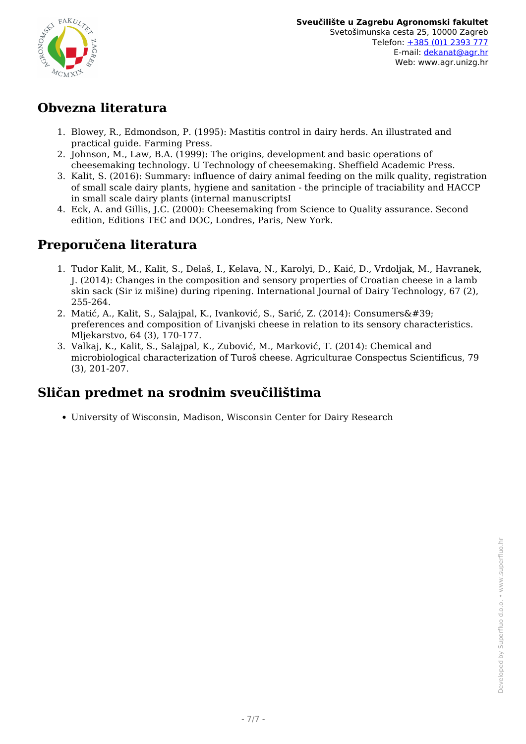## Obvezna literatura

1. Blowey, R., Edmondson, P. (1995): Mastitis control in dairy herds. An illustrated and practical guide. Farming Press.
2. Johnson, M., Law, B.A. (1999): The origins, development and basic operations of cheesemaking technology. U Technology of cheesemaking. Sheffield Academic Press.
3. Kalit, S. (2016): Summary: influence of dairy animal feeding on the milk quality, registration of small scale dairy plants, hygiene and sanitation - the principle of traciability and HACCP in small scale dairy plants (internal manuscriptsI
4. Eck, A. and Gillis, J.C. (2000): Cheesemaking from Science to Quality assurance. Second edition, Editions TEC and DOC, Londres, Paris, New York.

## Preporučena literatura

1. Tudor Kalit, M., Kalit, S., Delaš, I., Kelava, N., Karolyi, D., Kaić, D., Vrdoljak, M., Havranek, J. (2014): Changes in the composition and sensory properties of Croatian cheese in a lamb skin sack (Sir iz mišine) during ripening. International Journal of Dairy Technology, 67 (2), 255-264.
2. Matić, A., Kalit, S., Salajpal, K., Ivanković, S., Sarić, Z. (2014): Consumers&#39; preferences and composition of Livanjski cheese in relation to its sensory characteristics. Mljekarstvo, 64 (3), 170-177.
3. Valkaj, K., Kalit, S., Salajpal, K., Zubović, M., Marković, T. (2014): Chemical and microbiological characterization of Turoš cheese. Agriculturae Conspectus Scientificus, 79 (3), 201-207.

## Sličan predmet na srodnim sveučilištima

- University of Wisconsin, Madison, Wisconsin Center for Dairy Research